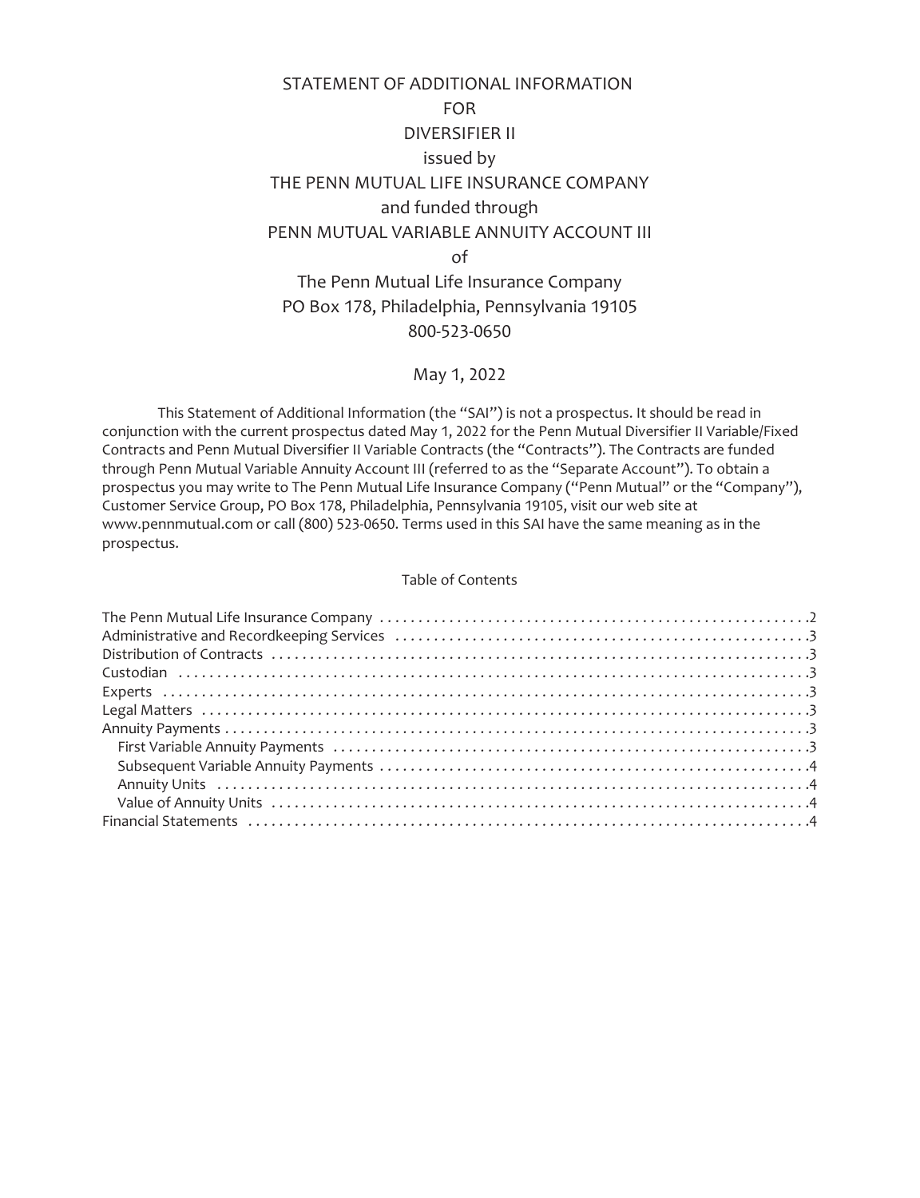# STATEMENT OF ADDITIONAL INFORMATION
FOR
DIVERSIFIER II
issued by
THE PENN MUTUAL LIFE INSURANCE COMPANY
and funded through
PENN MUTUAL VARIABLE ANNUITY ACCOUNT III
of
The Penn Mutual Life Insurance Company
PO Box 178, Philadelphia, Pennsylvania 19105
800-523-0650

May 1, 2022

This Statement of Additional Information (the "SAI") is not a prospectus. It should be read in conjunction with the current prospectus dated May 1, 2022 for the Penn Mutual Diversifier II Variable/Fixed Contracts and Penn Mutual Diversifier II Variable Contracts (the "Contracts"). The Contracts are funded through Penn Mutual Variable Annuity Account III (referred to as the "Separate Account"). To obtain a prospectus you may write to The Penn Mutual Life Insurance Company ("Penn Mutual" or the "Company"), Customer Service Group, PO Box 178, Philadelphia, Pennsylvania 19105, visit our web site at www.pennmutual.com or call (800) 523-0650. Terms used in this SAI have the same meaning as in the prospectus.

## Table of Contents

| | |
|---|---|
| The Penn Mutual Life Insurance Company | 2 |
| Administrative and Recordkeeping Services | 3 |
| Distribution of Contracts | 3 |
| Custodian | 3 |
| Experts | 3 |
| Legal Matters | 3 |
| Annuity Payments | 3 |
| First Variable Annuity Payments | 3 |
| Subsequent Variable Annuity Payments | 4 |
| Annuity Units | 4 |
| Value of Annuity Units | 4 |
| Financial Statements | 4 |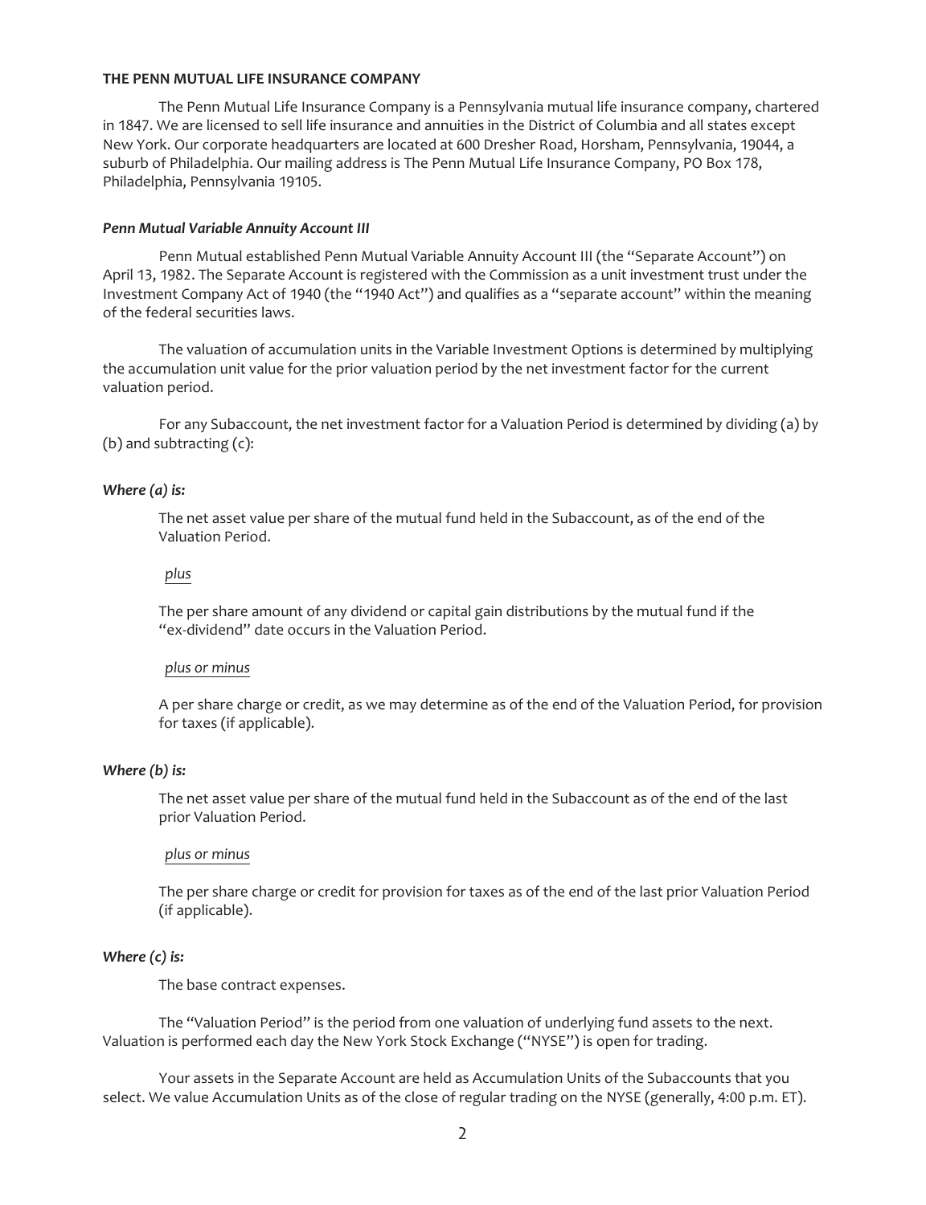## THE PENN MUTUAL LIFE INSURANCE COMPANY

The Penn Mutual Life Insurance Company is a Pennsylvania mutual life insurance company, chartered in 1847. We are licensed to sell life insurance and annuities in the District of Columbia and all states except New York. Our corporate headquarters are located at 600 Dresher Road, Horsham, Pennsylvania, 19044, a suburb of Philadelphia. Our mailing address is The Penn Mutual Life Insurance Company, PO Box 178, Philadelphia, Pennsylvania 19105.

### *Penn Mutual Variable Annuity Account III*

Penn Mutual established Penn Mutual Variable Annuity Account III (the "Separate Account") on April 13, 1982. The Separate Account is registered with the Commission as a unit investment trust under the Investment Company Act of 1940 (the "1940 Act") and qualifies as a "separate account" within the meaning of the federal securities laws.

The valuation of accumulation units in the Variable Investment Options is determined by multiplying the accumulation unit value for the prior valuation period by the net investment factor for the current valuation period.

For any Subaccount, the net investment factor for a Valuation Period is determined by dividing (a) by (b) and subtracting (c):

***Where (a) is:***

The net asset value per share of the mutual fund held in the Subaccount, as of the end of the Valuation Period.

*plus*

The per share amount of any dividend or capital gain distributions by the mutual fund if the "ex-dividend" date occurs in the Valuation Period.

*plus or minus*

A per share charge or credit, as we may determine as of the end of the Valuation Period, for provision for taxes (if applicable).

***Where (b) is:***

The net asset value per share of the mutual fund held in the Subaccount as of the end of the last prior Valuation Period.

*plus or minus*

The per share charge or credit for provision for taxes as of the end of the last prior Valuation Period (if applicable).

***Where (c) is:***

The base contract expenses.

The "Valuation Period" is the period from one valuation of underlying fund assets to the next. Valuation is performed each day the New York Stock Exchange ("NYSE") is open for trading.

Your assets in the Separate Account are held as Accumulation Units of the Subaccounts that you select. We value Accumulation Units as of the close of regular trading on the NYSE (generally, 4:00 p.m. ET).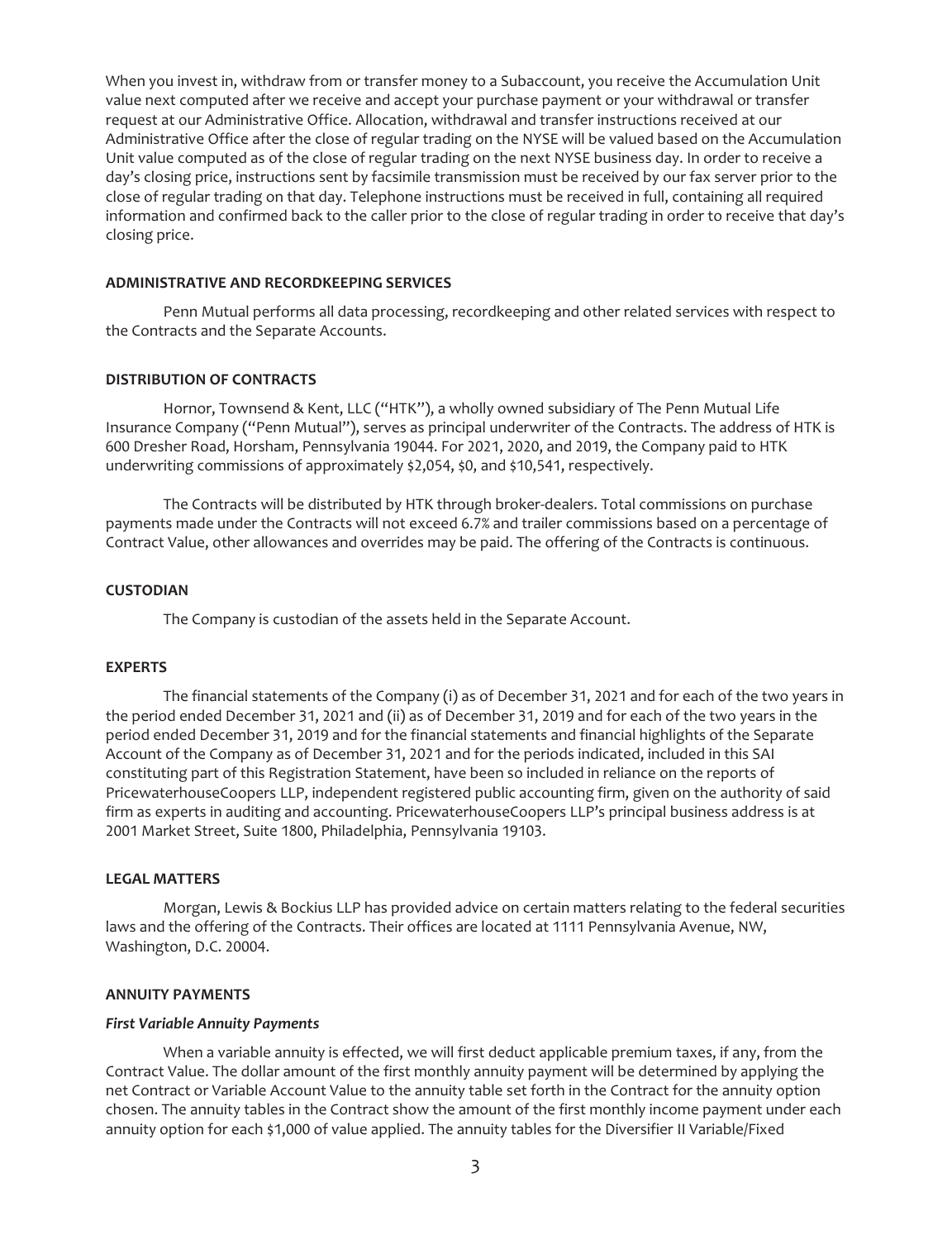When you invest in, withdraw from or transfer money to a Subaccount, you receive the Accumulation Unit value next computed after we receive and accept your purchase payment or your withdrawal or transfer request at our Administrative Office. Allocation, withdrawal and transfer instructions received at our Administrative Office after the close of regular trading on the NYSE will be valued based on the Accumulation Unit value computed as of the close of regular trading on the next NYSE business day. In order to receive a day's closing price, instructions sent by facsimile transmission must be received by our fax server prior to the close of regular trading on that day. Telephone instructions must be received in full, containing all required information and confirmed back to the caller prior to the close of regular trading in order to receive that day's closing price.

## ADMINISTRATIVE AND RECORDKEEPING SERVICES

Penn Mutual performs all data processing, recordkeeping and other related services with respect to the Contracts and the Separate Accounts.

## DISTRIBUTION OF CONTRACTS

Hornor, Townsend & Kent, LLC ("HTK"), a wholly owned subsidiary of The Penn Mutual Life Insurance Company ("Penn Mutual"), serves as principal underwriter of the Contracts. The address of HTK is 600 Dresher Road, Horsham, Pennsylvania 19044. For 2021, 2020, and 2019, the Company paid to HTK underwriting commissions of approximately $2,054, $0, and $10,541, respectively.

The Contracts will be distributed by HTK through broker-dealers. Total commissions on purchase payments made under the Contracts will not exceed 6.7% and trailer commissions based on a percentage of Contract Value, other allowances and overrides may be paid. The offering of the Contracts is continuous.

## CUSTODIAN

The Company is custodian of the assets held in the Separate Account.

## EXPERTS

The financial statements of the Company (i) as of December 31, 2021 and for each of the two years in the period ended December 31, 2021 and (ii) as of December 31, 2019 and for each of the two years in the period ended December 31, 2019 and for the financial statements and financial highlights of the Separate Account of the Company as of December 31, 2021 and for the periods indicated, included in this SAI constituting part of this Registration Statement, have been so included in reliance on the reports of PricewaterhouseCoopers LLP, independent registered public accounting firm, given on the authority of said firm as experts in auditing and accounting. PricewaterhouseCoopers LLP's principal business address is at 2001 Market Street, Suite 1800, Philadelphia, Pennsylvania 19103.

## LEGAL MATTERS

Morgan, Lewis & Bockius LLP has provided advice on certain matters relating to the federal securities laws and the offering of the Contracts. Their offices are located at 1111 Pennsylvania Avenue, NW, Washington, D.C. 20004.

## ANNUITY PAYMENTS

### *First Variable Annuity Payments*

When a variable annuity is effected, we will first deduct applicable premium taxes, if any, from the Contract Value. The dollar amount of the first monthly annuity payment will be determined by applying the net Contract or Variable Account Value to the annuity table set forth in the Contract for the annuity option chosen. The annuity tables in the Contract show the amount of the first monthly income payment under each annuity option for each $1,000 of value applied. The annuity tables for the Diversifier II Variable/Fixed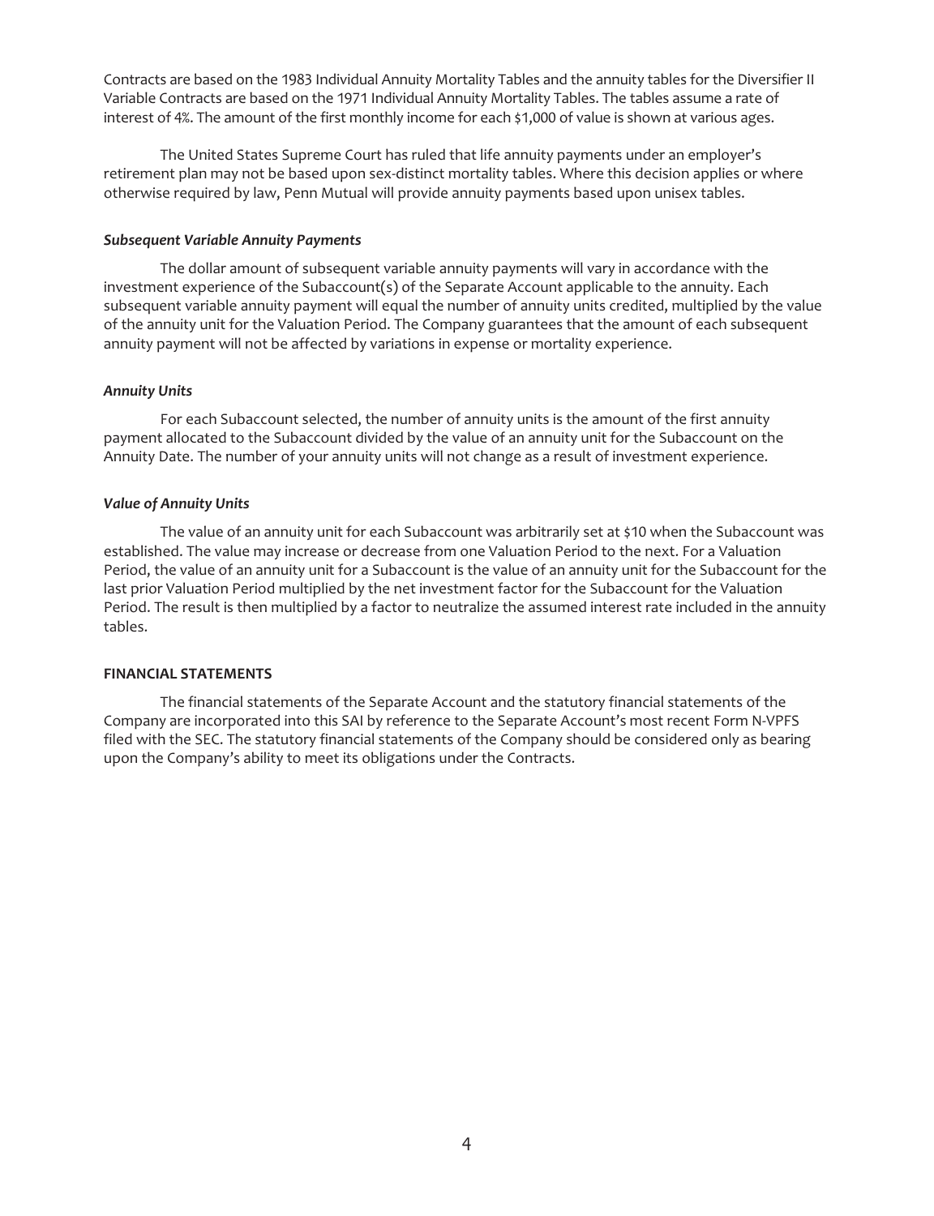Contracts are based on the 1983 Individual Annuity Mortality Tables and the annuity tables for the Diversifier II Variable Contracts are based on the 1971 Individual Annuity Mortality Tables. The tables assume a rate of interest of 4%. The amount of the first monthly income for each $1,000 of value is shown at various ages.

The United States Supreme Court has ruled that life annuity payments under an employer's retirement plan may not be based upon sex-distinct mortality tables. Where this decision applies or where otherwise required by law, Penn Mutual will provide annuity payments based upon unisex tables.

***Subsequent Variable Annuity Payments***

The dollar amount of subsequent variable annuity payments will vary in accordance with the investment experience of the Subaccount(s) of the Separate Account applicable to the annuity. Each subsequent variable annuity payment will equal the number of annuity units credited, multiplied by the value of the annuity unit for the Valuation Period. The Company guarantees that the amount of each subsequent annuity payment will not be affected by variations in expense or mortality experience.

***Annuity Units***

For each Subaccount selected, the number of annuity units is the amount of the first annuity payment allocated to the Subaccount divided by the value of an annuity unit for the Subaccount on the Annuity Date. The number of your annuity units will not change as a result of investment experience.

***Value of Annuity Units***

The value of an annuity unit for each Subaccount was arbitrarily set at $10 when the Subaccount was established. The value may increase or decrease from one Valuation Period to the next. For a Valuation Period, the value of an annuity unit for a Subaccount is the value of an annuity unit for the Subaccount for the last prior Valuation Period multiplied by the net investment factor for the Subaccount for the Valuation Period. The result is then multiplied by a factor to neutralize the assumed interest rate included in the annuity tables.

**FINANCIAL STATEMENTS**

The financial statements of the Separate Account and the statutory financial statements of the Company are incorporated into this SAI by reference to the Separate Account's most recent Form N-VPFS filed with the SEC. The statutory financial statements of the Company should be considered only as bearing upon the Company's ability to meet its obligations under the Contracts.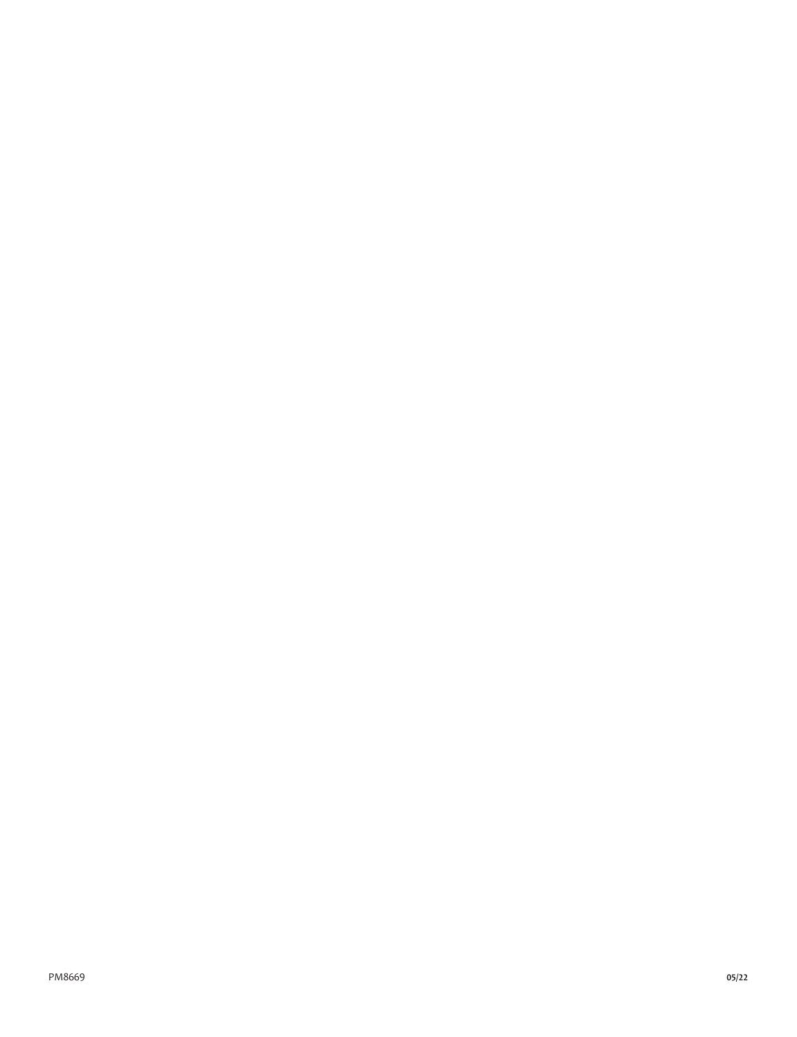PM8669

05/22